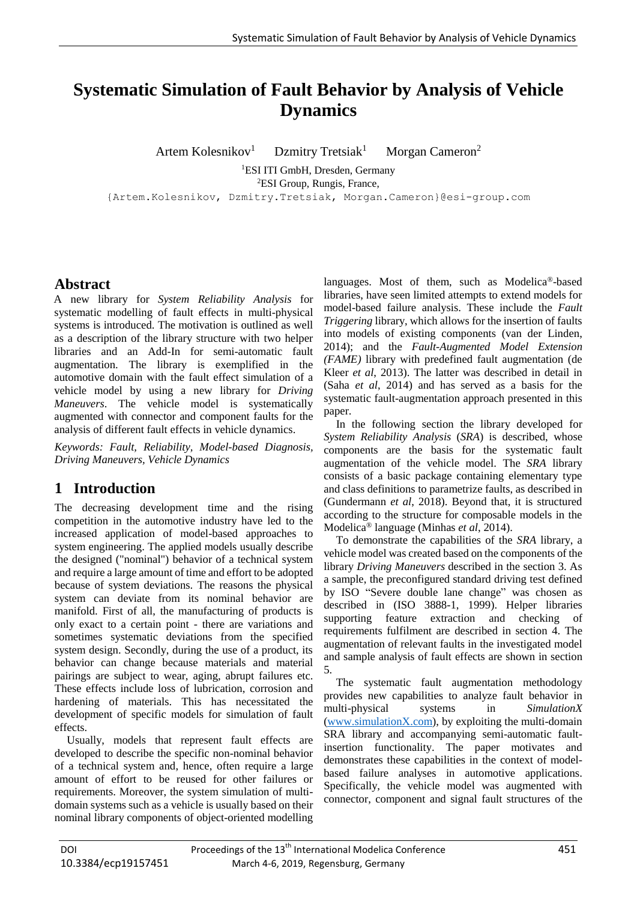# Systematic Simulation of Fault Behavior by Analysis of Vehicle Dynamics

Artem Kolesnikov[1] Dzmitry Tretsiak[1] Morgan Cameron[2]

[1]ESI ITI GmbH, Dresden, Germany

[2]ESI Group, Rungis, France,

{Artem.Kolesnikov, Dzmitry.Tretsiak, Morgan.Cameron}@esi-group.com

## Abstract

A new library for *System Reliability Analysis* for systematic modelling of fault effects in multi-physical systems is introduced. The motivation is outlined as well as a description of the library structure with two helper libraries and an Add-In for semi-automatic fault augmentation. The library is exemplified in the automotive domain with the fault effect simulation of a vehicle model by using a new library for *Driving Maneuvers*. The vehicle model is systematically augmented with connector and component faults for the analysis of different fault effects in vehicle dynamics.

*Keywords: Fault, Reliability, Model-based Diagnosis, Driving Maneuvers, Vehicle Dynamics*

## 1 Introduction

The decreasing development time and the rising competition in the automotive industry have led to the increased application of model-based approaches to system engineering. The applied models usually describe the designed ("nominal") behavior of a technical system and require a large amount of time and effort to be adopted because of system deviations. The reasons the physical system can deviate from its nominal behavior are manifold. First of all, the manufacturing of products is only exact to a certain point - there are variations and sometimes systematic deviations from the specified system design. Secondly, during the use of a product, its behavior can change because materials and material pairings are subject to wear, aging, abrupt failures etc. These effects include loss of lubrication, corrosion and hardening of materials. This has necessitated the development of specific models for simulation of fault effects.

Usually, models that represent fault effects are developed to describe the specific non-nominal behavior of a technical system and, hence, often require a large amount of effort to be reused for other failures or requirements. Moreover, the system simulation of multi-domain systems such as a vehicle is usually based on their nominal library components of object-oriented modelling languages. Most of them, such as Modelica®-based libraries, have seen limited attempts to extend models for model-based failure analysis. These include the *Fault Triggering* library, which allows for the insertion of faults into models of existing components (van der Linden, 2014); and the *Fault-Augmented Model Extension (FAME)* library with predefined fault augmentation (de Kleer *et al*, 2013). The latter was described in detail in (Saha *et al*, 2014) and has served as a basis for the systematic fault-augmentation approach presented in this paper.

In the following section the library developed for *System Reliability Analysis* (*SRA*) is described, whose components are the basis for the systematic fault augmentation of the vehicle model. The *SRA* library consists of a basic package containing elementary type and class definitions to parametrize faults, as described in (Gundermann *et al*, 2018). Beyond that, it is structured according to the structure for composable models in the Modelica® language (Minhas *et al*, 2014).

To demonstrate the capabilities of the *SRA* library, a vehicle model was created based on the components of the library *Driving Maneuvers* described in the section 3. As a sample, the preconfigured standard driving test defined by ISO "Severe double lane change" was chosen as described in (ISO 3888-1, 1999). Helper libraries supporting feature extraction and checking of requirements fulfilment are described in section 4. The augmentation of relevant faults in the investigated model and sample analysis of fault effects are shown in section 5.

The systematic fault augmentation methodology provides new capabilities to analyze fault behavior in multi-physical systems in *SimulationX* (www.simulationX.com), by exploiting the multi-domain SRA library and accompanying semi-automatic fault-insertion functionality. The paper motivates and demonstrates these capabilities in the context of model-based failure analyses in automotive applications. Specifically, the vehicle model was augmented with connector, component and signal fault structures of the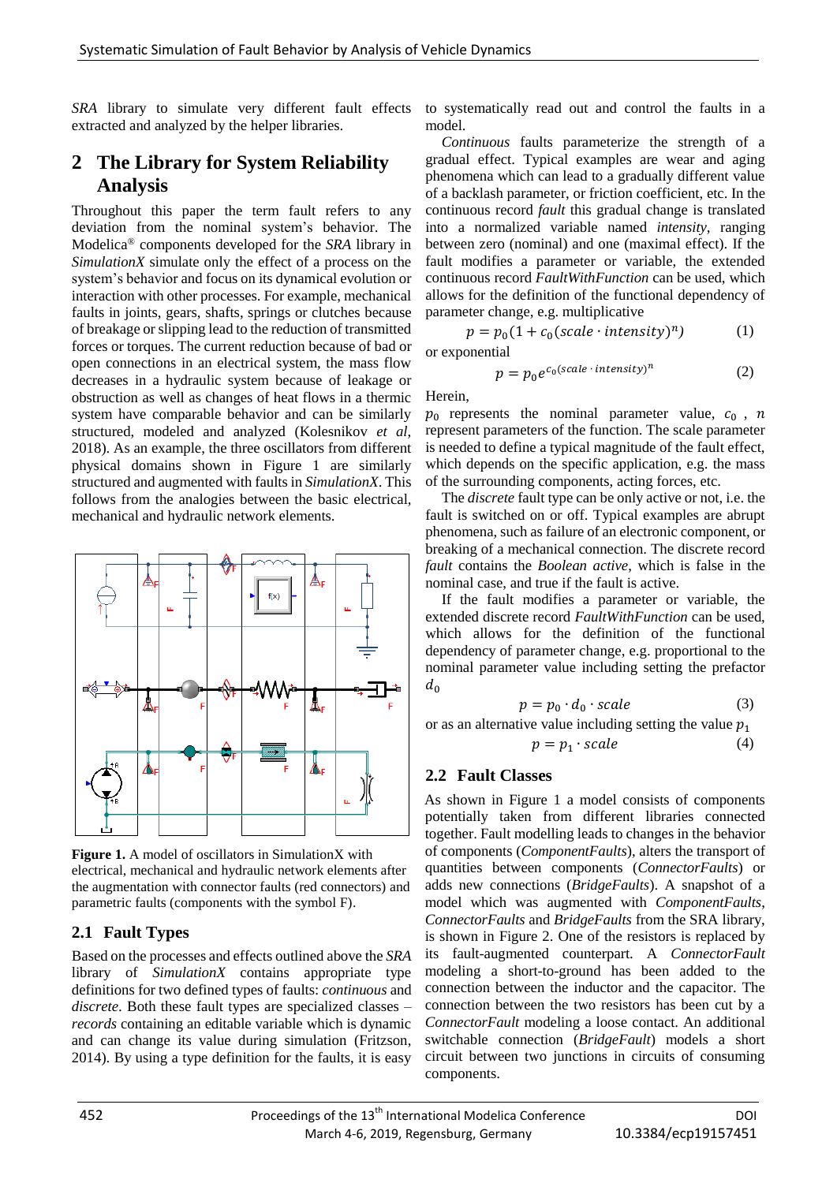*SRA* library to simulate very different fault effects extracted and analyzed by the helper libraries.

## 2 The Library for System Reliability Analysis

Throughout this paper the term fault refers to any deviation from the nominal system's behavior. The Modelica® components developed for the *SRA* library in *SimulationX* simulate only the effect of a process on the system's behavior and focus on its dynamical evolution or interaction with other processes. For example, mechanical faults in joints, gears, shafts, springs or clutches because of breakage or slipping lead to the reduction of transmitted forces or torques. The current reduction because of bad or open connections in an electrical system, the mass flow decreases in a hydraulic system because of leakage or obstruction as well as changes of heat flows in a thermic system have comparable behavior and can be similarly structured, modeled and analyzed (Kolesnikov *et al*, 2018). As an example, the three oscillators from different physical domains shown in Figure 1 are similarly structured and augmented with faults in *SimulationX*. This follows from the analogies between the basic electrical, mechanical and hydraulic network elements.

**Figure 1.** A model of oscillators in SimulationX with electrical, mechanical and hydraulic network elements after the augmentation with connector faults (red connectors) and parametric faults (components with the symbol F).

### 2.1 Fault Types

Based on the processes and effects outlined above the *SRA* library of *SimulationX* contains appropriate type definitions for two defined types of faults: *continuous* and *discrete*. Both these fault types are specialized classes – *records* containing an editable variable which is dynamic and can change its value during simulation (Fritzson, 2014). By using a type definition for the faults, it is easy to systematically read out and control the faults in a model.

*Continuous* faults parameterize the strength of a gradual effect. Typical examples are wear and aging phenomena which can lead to a gradually different value of a backlash parameter, or friction coefficient, etc. In the continuous record *fault* this gradual change is translated into a normalized variable named *intensity*, ranging between zero (nominal) and one (maximal effect). If the fault modifies a parameter or variable, the extended continuous record *FaultWithFunction* can be used, which allows for the definition of the functional dependency of parameter change, e.g. multiplicative

$$p = p_0(1 + c_0(scale \cdot intensity)^n) \tag{1}$$

or exponential

$$p = p_0 e^{c_0(scale \cdot intensity)^n} \tag{2}$$

Herein,

$p_0$ represents the nominal parameter value, $c_0$ , $n$ represent parameters of the function. The scale parameter is needed to define a typical magnitude of the fault effect, which depends on the specific application, e.g. the mass of the surrounding components, acting forces, etc.

The *discrete* fault type can be only active or not, i.e. the fault is switched on or off. Typical examples are abrupt phenomena, such as failure of an electronic component, or breaking of a mechanical connection. The discrete record *fault* contains the *Boolean active*, which is false in the nominal case, and true if the fault is active.

If the fault modifies a parameter or variable, the extended discrete record *FaultWithFunction* can be used, which allows for the definition of the functional dependency of parameter change, e.g. proportional to the nominal parameter value including setting the prefactor $d_0$

$$p = p_0 \cdot d_0 \cdot scale \tag{3}$$

or as an alternative value including setting the value $p_1$

$$p = p_1 \cdot scale \tag{4}$$

### 2.2 Fault Classes

As shown in Figure 1 a model consists of components potentially taken from different libraries connected together. Fault modelling leads to changes in the behavior of components (*ComponentFaults*), alters the transport of quantities between components (*ConnectorFaults*) or adds new connections (*BridgeFaults*). A snapshot of a model which was augmented with *ComponentFaults*, *ConnectorFaults* and *BridgeFaults* from the SRA library, is shown in Figure 2. One of the resistors is replaced by its fault-augmented counterpart. A *ConnectorFault* modeling a short-to-ground has been added to the connection between the inductor and the capacitor. The connection between the two resistors has been cut by a *ConnectorFault* modeling a loose contact. An additional switchable connection (*BridgeFault*) models a short circuit between two junctions in circuits of consuming components.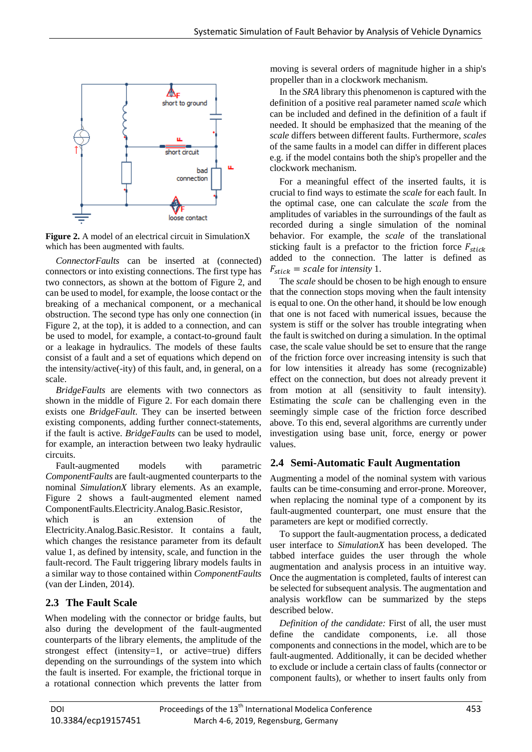**Figure 2.** A model of an electrical circuit in SimulationX which has been augmented with faults.

*ConnectorFaults* can be inserted at (connected) connectors or into existing connections. The first type has two connectors, as shown at the bottom of Figure 2, and can be used to model, for example, the loose contact or the breaking of a mechanical component, or a mechanical obstruction. The second type has only one connection (in Figure 2, at the top), it is added to a connection, and can be used to model, for example, a contact-to-ground fault or a leakage in hydraulics. The models of these faults consist of a fault and a set of equations which depend on the intensity/active(-ity) of this fault, and, in general, on a scale.

*BridgeFaults* are elements with two connectors as shown in the middle of Figure 2. For each domain there exists one *BridgeFault*. They can be inserted between existing components, adding further connect-statements, if the fault is active. *BridgeFaults* can be used to model, for example, an interaction between two leaky hydraulic circuits.

Fault-augmented models with parametric *ComponentFaults* are fault-augmented counterparts to the nominal *SimulationX* library elements. As an example, Figure 2 shows a fault-augmented element named ComponentFaults.Electricity.Analog.Basic.Resistor, which is an extension of the Electricity.Analog.Basic.Resistor. It contains a fault, which changes the resistance parameter from its default value 1, as defined by intensity, scale, and function in the fault-record. The Fault triggering library models faults in a similar way to those contained within *ComponentFaults* (van der Linden, 2014).

## 2.3 The Fault Scale

When modeling with the connector or bridge faults, but also during the development of the fault-augmented counterparts of the library elements, the amplitude of the strongest effect (intensity=1, or active=true) differs depending on the surroundings of the system into which the fault is inserted. For example, the frictional torque in a rotational connection which prevents the latter from moving is several orders of magnitude higher in a ship's propeller than in a clockwork mechanism.

In the *SRA* library this phenomenon is captured with the definition of a positive real parameter named *scale* which can be included and defined in the definition of a fault if needed. It should be emphasized that the meaning of the *scale* differs between different faults. Furthermore, *scales* of the same faults in a model can differ in different places e.g. if the model contains both the ship's propeller and the clockwork mechanism.

For a meaningful effect of the inserted faults, it is crucial to find ways to estimate the *scale* for each fault. In the optimal case, one can calculate the *scale* from the amplitudes of variables in the surroundings of the fault as recorded during a single simulation of the nominal behavior. For example, the *scale* of the translational sticking fault is a prefactor to the friction force $F_{stick}$ added to the connection. The latter is defined as $F_{stick} = scale$ for *intensity* 1.

The *scale* should be chosen to be high enough to ensure that the connection stops moving when the fault intensity is equal to one. On the other hand, it should be low enough that one is not faced with numerical issues, because the system is stiff or the solver has trouble integrating when the fault is switched on during a simulation. In the optimal case, the scale value should be set to ensure that the range of the friction force over increasing intensity is such that for low intensities it already has some (recognizable) effect on the connection, but does not already prevent it from motion at all (sensitivity to fault intensity). Estimating the *scale* can be challenging even in the seemingly simple case of the friction force described above. To this end, several algorithms are currently under investigation using base unit, force, energy or power values.

## 2.4 Semi-Automatic Fault Augmentation

Augmenting a model of the nominal system with various faults can be time-consuming and error-prone. Moreover, when replacing the nominal type of a component by its fault-augmented counterpart, one must ensure that the parameters are kept or modified correctly.

To support the fault-augmentation process, a dedicated user interface to *SimulationX* has been developed. The tabbed interface guides the user through the whole augmentation and analysis process in an intuitive way. Once the augmentation is completed, faults of interest can be selected for subsequent analysis. The augmentation and analysis workflow can be summarized by the steps described below.

*Definition of the candidate:* First of all, the user must define the candidate components, i.e. all those components and connections in the model, which are to be fault-augmented. Additionally, it can be decided whether to exclude or include a certain class of faults (connector or component faults), or whether to insert faults only from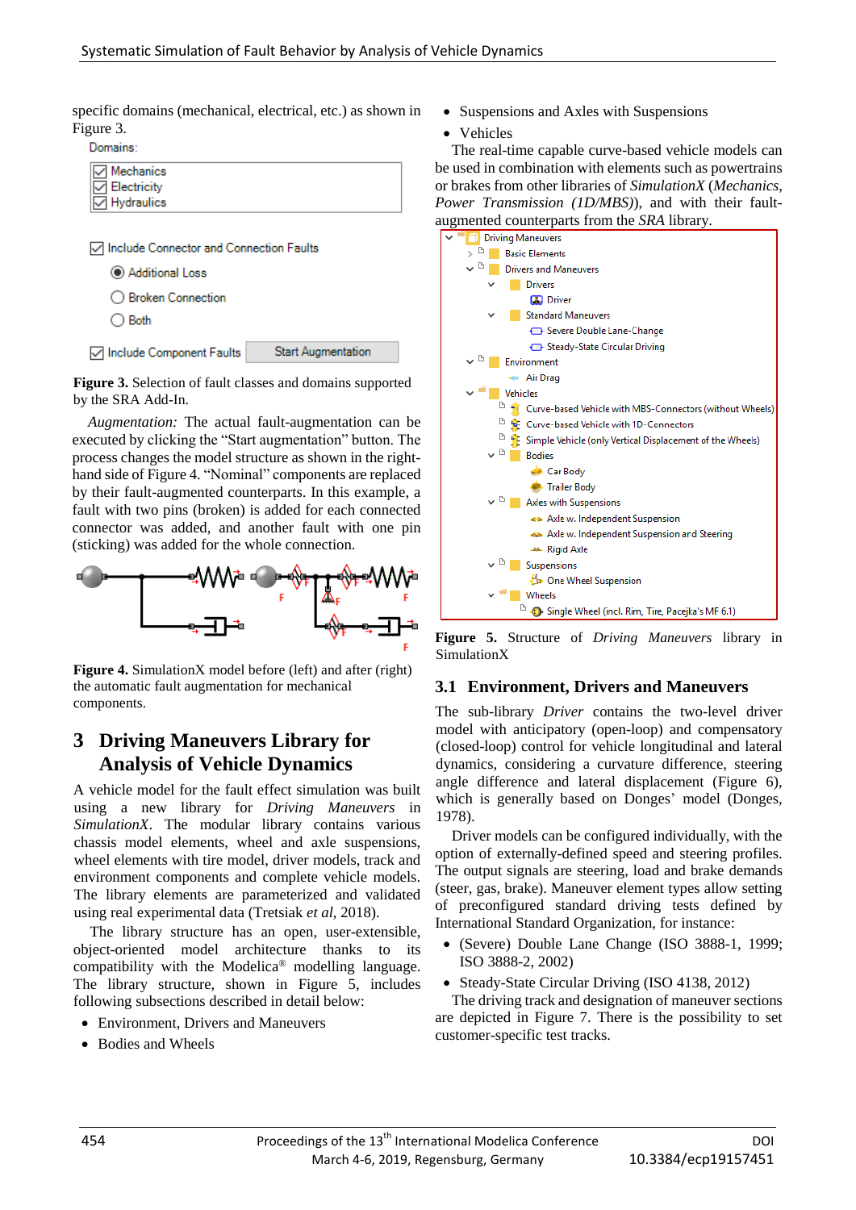specific domains (mechanical, electrical, etc.) as shown in Figure 3.

**Figure 3.** Selection of fault classes and domains supported by the SRA Add-In.

*Augmentation:* The actual fault-augmentation can be executed by clicking the "Start augmentation" button. The process changes the model structure as shown in the right-hand side of Figure 4. "Nominal" components are replaced by their fault-augmented counterparts. In this example, a fault with two pins (broken) is added for each connected connector was added, and another fault with one pin (sticking) was added for the whole connection.

**Figure 4.** SimulationX model before (left) and after (right) the automatic fault augmentation for mechanical components.

# 3 Driving Maneuvers Library for Analysis of Vehicle Dynamics

A vehicle model for the fault effect simulation was built using a new library for *Driving Maneuvers* in *SimulationX*. The modular library contains various chassis model elements, wheel and axle suspensions, wheel elements with tire model, driver models, track and environment components and complete vehicle models. The library elements are parameterized and validated using real experimental data (Tretsiak *et al*, 2018).

The library structure has an open, user-extensible, object-oriented model architecture thanks to its compatibility with the Modelica® modelling language. The library structure, shown in Figure 5, includes following subsections described in detail below:

- Environment, Drivers and Maneuvers
- Bodies and Wheels
- Suspensions and Axles with Suspensions
- Vehicles

The real-time capable curve-based vehicle models can be used in combination with elements such as powertrains or brakes from other libraries of *SimulationX* (*Mechanics*, *Power Transmission (1D/MBS)*), and with their fault-augmented counterparts from the *SRA* library.

**Figure 5.** Structure of *Driving Maneuvers* library in SimulationX

## 3.1 Environment, Drivers and Maneuvers

The sub-library *Driver* contains the two-level driver model with anticipatory (open-loop) and compensatory (closed-loop) control for vehicle longitudinal and lateral dynamics, considering a curvature difference, steering angle difference and lateral displacement (Figure 6), which is generally based on Donges' model (Donges, 1978).

Driver models can be configured individually, with the option of externally-defined speed and steering profiles. The output signals are steering, load and brake demands (steer, gas, brake). Maneuver element types allow setting of preconfigured standard driving tests defined by International Standard Organization, for instance:

- (Severe) Double Lane Change (ISO 3888-1, 1999; ISO 3888-2, 2002)
- Steady-State Circular Driving (ISO 4138, 2012)

The driving track and designation of maneuver sections are depicted in Figure 7. There is the possibility to set customer-specific test tracks.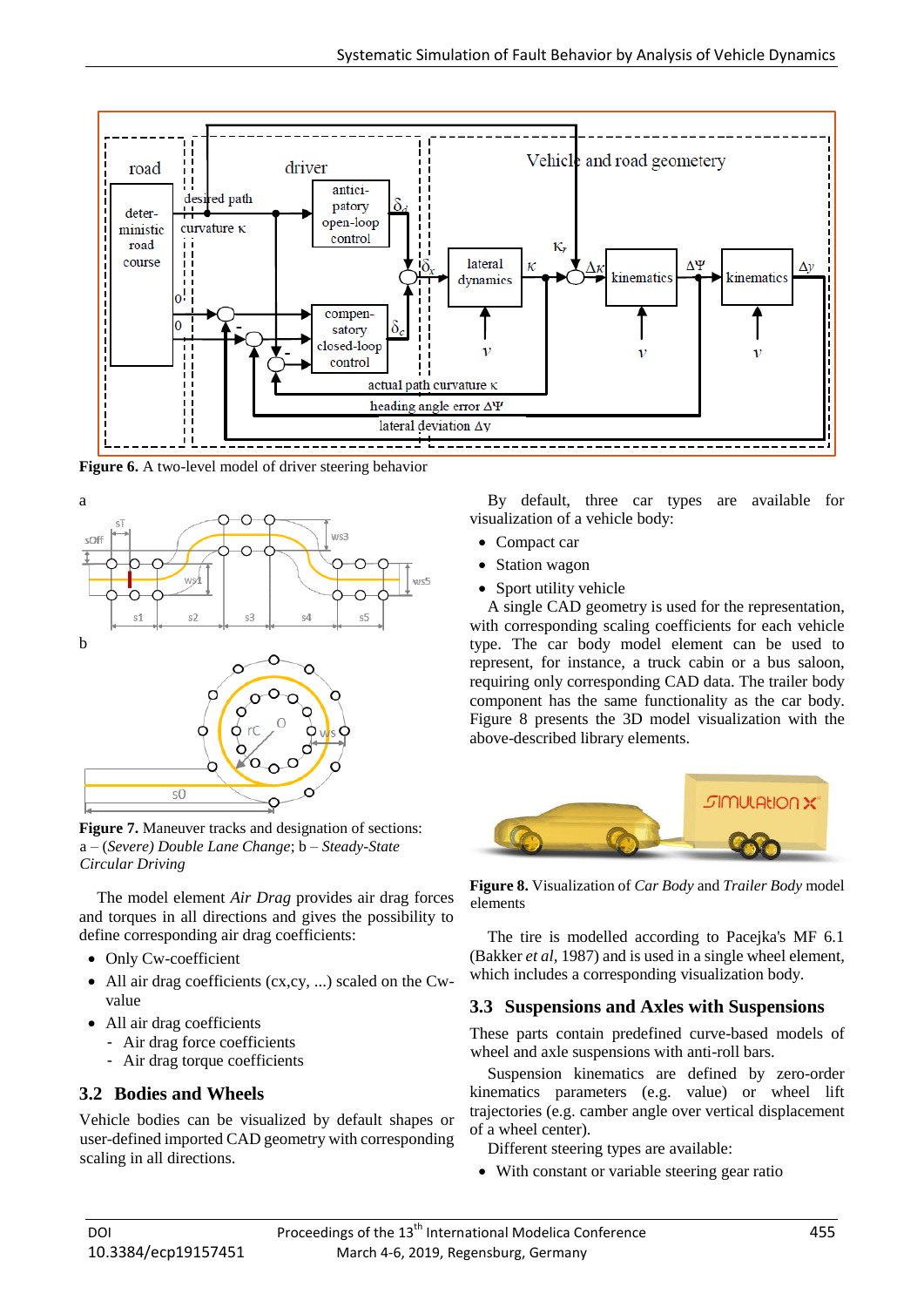**Figure 6.** A two-level model of driver steering behavior

**Figure 7.** Maneuver tracks and designation of sections: a – *(Severe) Double Lane Change*; b – *Steady-State Circular Driving*

The model element *Air Drag* provides air drag forces and torques in all directions and gives the possibility to define corresponding air drag coefficients:

- Only Cw-coefficient
- All air drag coefficients (cx,cy, ...) scaled on the Cw-value
- All air drag coefficients
  - Air drag force coefficients
  - Air drag torque coefficients

## 3.2 Bodies and Wheels

Vehicle bodies can be visualized by default shapes or user-defined imported CAD geometry with corresponding scaling in all directions.

By default, three car types are available for visualization of a vehicle body:

- Compact car
- Station wagon
- Sport utility vehicle

A single CAD geometry is used for the representation, with corresponding scaling coefficients for each vehicle type. The car body model element can be used to represent, for instance, a truck cabin or a bus saloon, requiring only corresponding CAD data. The trailer body component has the same functionality as the car body. Figure 8 presents the 3D model visualization with the above-described library elements.

**Figure 8.** Visualization of *Car Body* and *Trailer Body* model elements

The tire is modelled according to Pacejka's MF 6.1 (Bakker *et al*, 1987) and is used in a single wheel element, which includes a corresponding visualization body.

## 3.3 Suspensions and Axles with Suspensions

These parts contain predefined curve-based models of wheel and axle suspensions with anti-roll bars.

Suspension kinematics are defined by zero-order kinematics parameters (e.g. value) or wheel lift trajectories (e.g. camber angle over vertical displacement of a wheel center).

Different steering types are available:

- With constant or variable steering gear ratio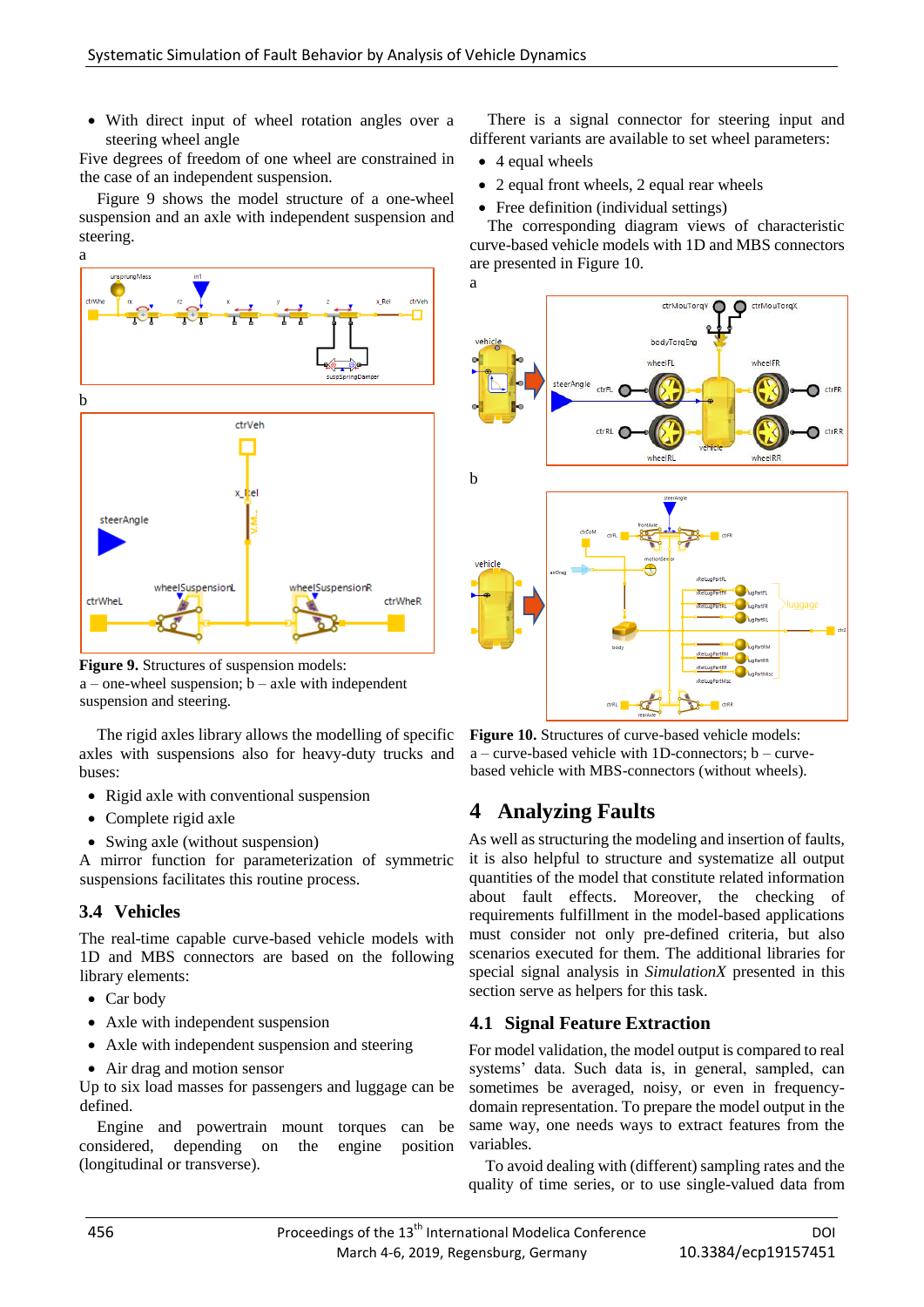- With direct input of wheel rotation angles over a steering wheel angle

Five degrees of freedom of one wheel are constrained in the case of an independent suspension.

Figure 9 shows the model structure of a one-wheel suspension and an axle with independent suspension and steering.

**Figure 9.** Structures of suspension models:
a – one-wheel suspension; b – axle with independent suspension and steering.

The rigid axles library allows the modelling of specific axles with suspensions also for heavy-duty trucks and buses:

- Rigid axle with conventional suspension
- Complete rigid axle
- Swing axle (without suspension)

A mirror function for parameterization of symmetric suspensions facilitates this routine process.

## 3.4 Vehicles

The real-time capable curve-based vehicle models with 1D and MBS connectors are based on the following library elements:

- Car body
- Axle with independent suspension
- Axle with independent suspension and steering
- Air drag and motion sensor

Up to six load masses for passengers and luggage can be defined.

Engine and powertrain mount torques can be considered, depending on the engine position (longitudinal or transverse).

There is a signal connector for steering input and different variants are available to set wheel parameters:

- 4 equal wheels
- 2 equal front wheels, 2 equal rear wheels
- Free definition (individual settings)

The corresponding diagram views of characteristic curve-based vehicle models with 1D and MBS connectors are presented in Figure 10.

**Figure 10.** Structures of curve-based vehicle models:
a – curve-based vehicle with 1D-connectors; b – curve-based vehicle with MBS-connectors (without wheels).

# 4 Analyzing Faults

As well as structuring the modeling and insertion of faults, it is also helpful to structure and systematize all output quantities of the model that constitute related information about fault effects. Moreover, the checking of requirements fulfillment in the model-based applications must consider not only pre-defined criteria, but also scenarios executed for them. The additional libraries for special signal analysis in *SimulationX* presented in this section serve as helpers for this task.

## 4.1 Signal Feature Extraction

For model validation, the model output is compared to real systems' data. Such data is, in general, sampled, can sometimes be averaged, noisy, or even in frequency-domain representation. To prepare the model output in the same way, one needs ways to extract features from the variables.

To avoid dealing with (different) sampling rates and the quality of time series, or to use single-valued data from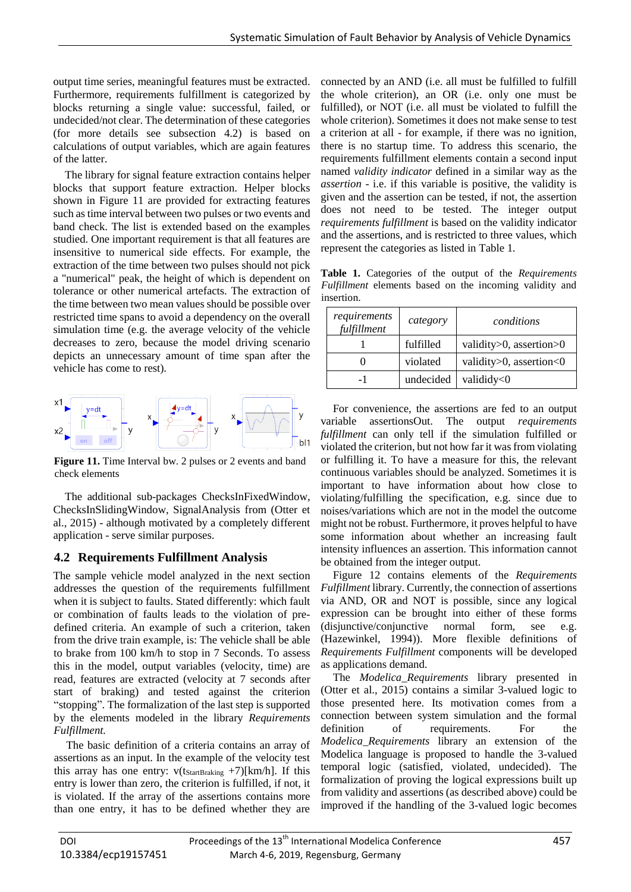output time series, meaningful features must be extracted. Furthermore, requirements fulfillment is categorized by blocks returning a single value: successful, failed, or undecided/not clear. The determination of these categories (for more details see subsection 4.2) is based on calculations of output variables, which are again features of the latter.

The library for signal feature extraction contains helper blocks that support feature extraction. Helper blocks shown in Figure 11 are provided for extracting features such as time interval between two pulses or two events and band check. The list is extended based on the examples studied. One important requirement is that all features are insensitive to numerical side effects. For example, the extraction of the time between two pulses should not pick a "numerical" peak, the height of which is dependent on tolerance or other numerical artefacts. The extraction of the time between two mean values should be possible over restricted time spans to avoid a dependency on the overall simulation time (e.g. the average velocity of the vehicle decreases to zero, because the model driving scenario depicts an unnecessary amount of time span after the vehicle has come to rest).

**Figure 11.** Time Interval bw. 2 pulses or 2 events and band check elements

The additional sub-packages ChecksInFixedWindow, ChecksInSlidingWindow, SignalAnalysis from (Otter et al., 2015) - although motivated by a completely different application - serve similar purposes.

## 4.2 Requirements Fulfillment Analysis

The sample vehicle model analyzed in the next section addresses the question of the requirements fulfillment when it is subject to faults. Stated differently: which fault or combination of faults leads to the violation of pre-defined criteria. An example of such a criterion, taken from the drive train example, is: The vehicle shall be able to brake from 100 km/h to stop in 7 Seconds. To assess this in the model, output variables (velocity, time) are read, features are extracted (velocity at 7 seconds after start of braking) and tested against the criterion "stopping". The formalization of the last step is supported by the elements modeled in the library *Requirements Fulfillment.*

The basic definition of a criteria contains an array of assertions as an input. In the example of the velocity test this array has one entry: $v(t_{StartBraking} + 7)$[km/h]. If this entry is lower than zero, the criterion is fulfilled, if not, it is violated. If the array of the assertions contains more than one entry, it has to be defined whether they are connected by an AND (i.e. all must be fulfilled to fulfill the whole criterion), an OR (i.e. only one must be fulfilled), or NOT (i.e. all must be violated to fulfill the whole criterion). Sometimes it does not make sense to test a criterion at all - for example, if there was no ignition, there is no startup time. To address this scenario, the requirements fulfillment elements contain a second input named *validity indicator* defined in a similar way as the *assertion* - i.e. if this variable is positive, the validity is given and the assertion can be tested, if not, the assertion does not need to be tested. The integer output variable *requirements fulfillment* is based on the validity indicator and the assertions, and is restricted to three values, which represent the categories as listed in Table 1.

**Table 1.** Categories of the output of the *Requirements Fulfillment* elements based on the incoming validity and insertion.

| *requirements fulfillment* | *category* | *conditions* |
|---|---|---|
| 1 | fulfilled | validity>0, assertion>0 |
| 0 | violated | validity>0, assertion<0 |
| -1 | undecided | valididy<0 |

For convenience, the assertions are fed to an output variable assertionsOut. The output *requirements fulfillment* can only tell if the simulation fulfilled or violated the criterion, but not how far it was from violating or fulfilling it. To have a measure for this, the relevant continuous variables should be analyzed. Sometimes it is important to have information about how close to violating/fulfilling the specification, e.g. since due to noises/variations which are not in the model the outcome might not be robust. Furthermore, it proves helpful to have some information about whether an increasing fault intensity influences an assertion. This information cannot be obtained from the integer output.

Figure 12 contains elements of the *Requirements Fulfillment* library. Currently, the connection of assertions via AND, OR and NOT is possible, since any logical expression can be brought into either of these forms (disjunctive/conjunctive normal form, see e.g. (Hazewinkel, 1994)). More flexible definitions of *Requirements Fulfillment* components will be developed as applications demand.

The *Modelica_Requirements* library presented in (Otter et al., 2015) contains a similar 3-valued logic to those presented here. Its motivation comes from a connection between system simulation and the formal definition of requirements. For the *Modelica_Requirements* library an extension of the Modelica language is proposed to handle the 3-valued temporal logic (satisfied, violated, undecided). The formalization of proving the logical expressions built up from validity and assertions (as described above) could be improved if the handling of the 3-valued logic becomes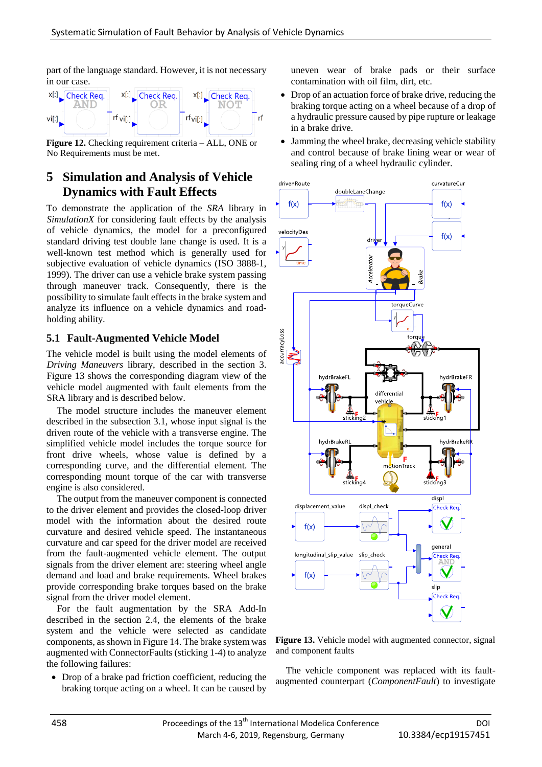part of the language standard. However, it is not necessary in our case.

**Figure 12.** Checking requirement criteria – ALL, ONE or No Requirements must be met.

# 5 Simulation and Analysis of Vehicle Dynamics with Fault Effects

To demonstrate the application of the *SRA* library in *SimulationX* for considering fault effects by the analysis of vehicle dynamics, the model for a preconfigured standard driving test double lane change is used. It is a well-known test method which is generally used for subjective evaluation of vehicle dynamics (ISO 3888-1, 1999). The driver can use a vehicle brake system passing through maneuver track. Consequently, there is the possibility to simulate fault effects in the brake system and analyze its influence on a vehicle dynamics and road-holding ability.

## 5.1 Fault-Augmented Vehicle Model

The vehicle model is built using the model elements of *Driving Maneuvers* library, described in the section 3. Figure 13 shows the corresponding diagram view of the vehicle model augmented with fault elements from the SRA library and is described below.

The model structure includes the maneuver element described in the subsection 3.1, whose input signal is the driven route of the vehicle with a transverse engine. The simplified vehicle model includes the torque source for front drive wheels, whose value is defined by a corresponding curve, and the differential element. The corresponding mount torque of the car with transverse engine is also considered.

The output from the maneuver component is connected to the driver element and provides the closed-loop driver model with the information about the desired route curvature and desired vehicle speed. The instantaneous curvature and car speed for the driver model are received from the fault-augmented vehicle element. The output signals from the driver element are: steering wheel angle demand and load and brake requirements. Wheel brakes provide corresponding brake torques based on the brake signal from the driver model element.

For the fault augmentation by the SRA Add-In described in the section 2.4, the elements of the brake system and the vehicle were selected as candidate components, as shown in Figure 14. The brake system was augmented with ConnectorFaults (sticking 1-4) to analyze the following failures:

- Drop of a brake pad friction coefficient, reducing the braking torque acting on a wheel. It can be caused by uneven wear of brake pads or their surface contamination with oil film, dirt, etc.
- Drop of an actuation force of brake drive, reducing the braking torque acting on a wheel because of a drop of a hydraulic pressure caused by pipe rupture or leakage in a brake drive.
- Jamming the wheel brake, decreasing vehicle stability and control because of brake lining wear or wear of sealing ring of a wheel hydraulic cylinder.

**Figure 13.** Vehicle model with augmented connector, signal and component faults

The vehicle component was replaced with its fault-augmented counterpart (*ComponentFault*) to investigate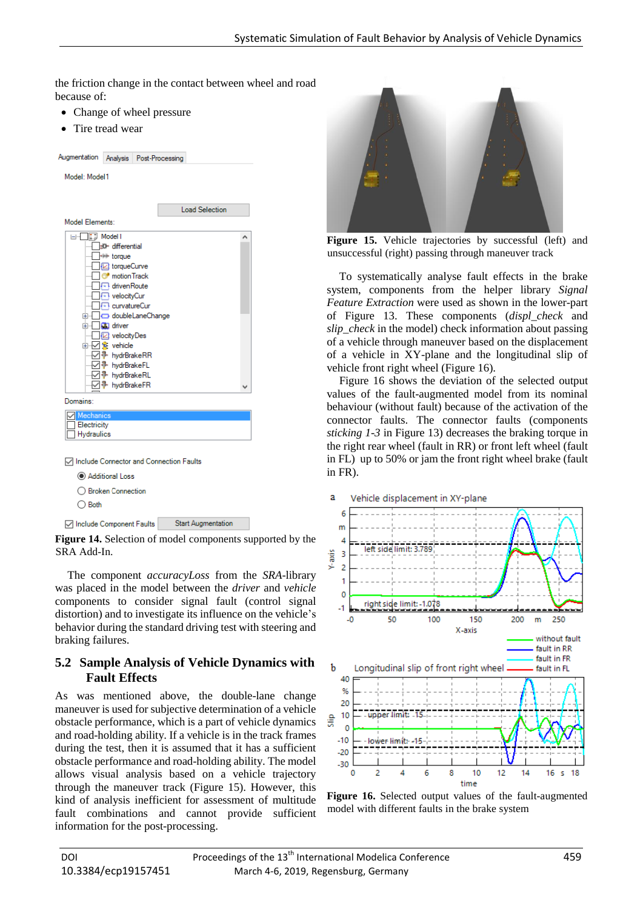the friction change in the contact between wheel and road because of:

- Change of wheel pressure
- Tire tread wear

Figure 14. Selection of model components supported by the SRA Add-In.

The component *accuracyLoss* from the *SRA*-library was placed in the model between the *driver* and *vehicle* components to consider signal fault (control signal distortion) and to investigate its influence on the vehicle's behavior during the standard driving test with steering and braking failures.

## 5.2 Sample Analysis of Vehicle Dynamics with Fault Effects

As was mentioned above, the double-lane change maneuver is used for subjective determination of a vehicle obstacle performance, which is a part of vehicle dynamics and road-holding ability. If a vehicle is in the track frames during the test, then it is assumed that it has a sufficient obstacle performance and road-holding ability. The model allows visual analysis based on a vehicle trajectory through the maneuver track (Figure 15). However, this kind of analysis inefficient for assessment of multitude fault combinations and cannot provide sufficient information for the post-processing.

Figure 15. Vehicle trajectories by successful (left) and unsuccessful (right) passing through maneuver track

To systematically analyse fault effects in the brake system, components from the helper library *Signal Feature Extraction* were used as shown in the lower-part of Figure 13. These components (*displ_check* and *slip_check* in the model) check information about passing of a vehicle through maneuver based on the displacement of a vehicle in XY-plane and the longitudinal slip of vehicle front right wheel (Figure 16).

Figure 16 shows the deviation of the selected output values of the fault-augmented model from its nominal behaviour (without fault) because of the activation of the connector faults. The connector faults (components *sticking 1-3* in Figure 13) decreases the braking torque in the right rear wheel (fault in RR) or front left wheel (fault in FL) up to 50% or jam the front right wheel brake (fault in FR).

Figure 16. Selected output values of the fault-augmented model with different faults in the brake system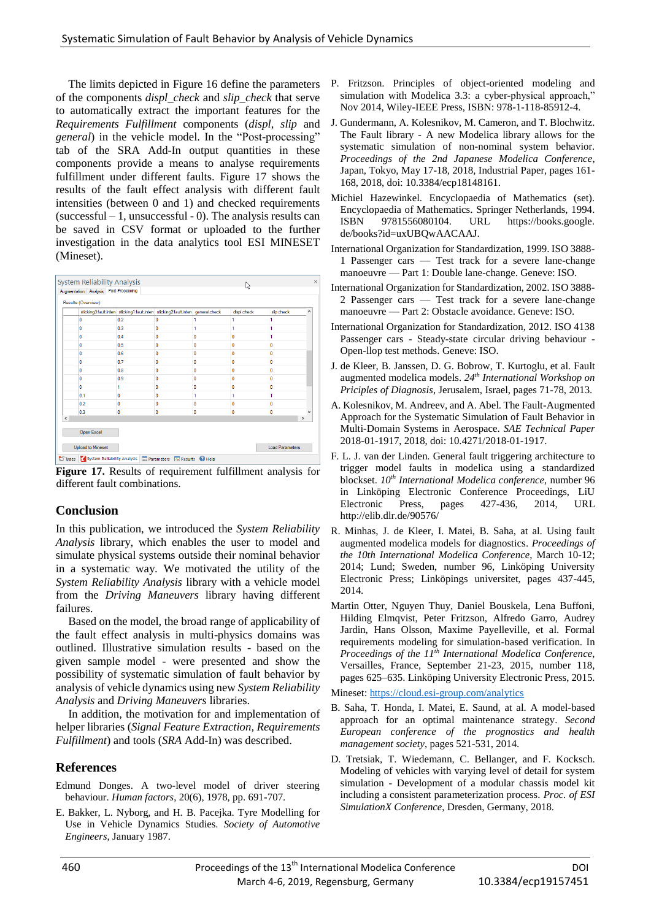The limits depicted in Figure 16 define the parameters of the components *displ_check* and *slip_check* that serve to automatically extract the important features for the *Requirements Fulfillment* components (*displ*, *slip* and *general*) in the vehicle model. In the "Post-processing" tab of the SRA Add-In output quantities in these components provide a means to analyse requirements fulfillment under different faults. Figure 17 shows the results of the fault effect analysis with different fault intensities (between 0 and 1) and checked requirements (successful – 1, unsuccessful - 0). The analysis results can be saved in CSV format or uploaded to the further investigation in the data analytics tool ESI MINESET (Mineset).

System Reliability Analysis

Augmentation | Analysis | Post-Processing

Results (Overview)

| sticking3fault.inten | sticking1fault.inten | sticking2fault.inten | general.check | displ.check | slip.check |
|---|---|---|---|---|---|
| 0 | 0.2 | 0 | 1 | 1 | 1 |
| 0 | 0.3 | 0 | 1 | 1 | 1 |
| 0 | 0.4 | 0 | 0 | 0 | 1 |
| 0 | 0.5 | 0 | 0 | 0 | 0 |
| 0 | 0.6 | 0 | 0 | 0 | 0 |
| 0 | 0.7 | 0 | 0 | 0 | 0 |
| 0 | 0.8 | 0 | 0 | 0 | 0 |
| 0 | 0.9 | 0 | 0 | 0 | 0 |
| 0 | 1 | 0 | 0 | 0 | 0 |
| 0.1 | 0 | 0 | 1 | 1 | 1 |
| 0.2 | 0 | 0 | 0 | 0 | 0 |
| 0.3 | 0 | 0 | 0 | 0 | 0 |

Open Excel

Upload to Mineset

Load Parameters

Types | System Reliability Analysis | Parameters | Results | Help

**Figure 17.** Results of requirement fulfillment analysis for different fault combinations.

## Conclusion

In this publication, we introduced the *System Reliability Analysis* library, which enables the user to model and simulate physical systems outside their nominal behavior in a systematic way. We motivated the utility of the *System Reliability Analysis* library with a vehicle model from the *Driving Maneuvers* library having different failures.

Based on the model, the broad range of applicability of the fault effect analysis in multi-physics domains was outlined. Illustrative simulation results - based on the given sample model - were presented and show the possibility of systematic simulation of fault behavior by analysis of vehicle dynamics using new *System Reliability Analysis* and *Driving Maneuvers* libraries.

In addition, the motivation for and implementation of helper libraries (*Signal Feature Extraction*, *Requirements Fulfillment*) and tools (*SRA* Add-In) was described.

## References

Edmund Donges. A two-level model of driver steering behaviour. *Human factors*, 20(6), 1978, pp. 691-707.

E. Bakker, L. Nyborg, and H. B. Pacejka. Tyre Modelling for Use in Vehicle Dynamics Studies. *Society of Automotive Engineers*, January 1987.

P. Fritzson. Principles of object-oriented modeling and simulation with Modelica 3.3: a cyber-physical approach," Nov 2014, Wiley-IEEE Press, ISBN: 978-1-118-85912-4.

J. Gundermann, A. Kolesnikov, M. Cameron, and T. Blochwitz. The Fault library - A new Modelica library allows for the systematic simulation of non-nominal system behavior. *Proceedings of the 2nd Japanese Modelica Conference*, Japan, Tokyo, May 17-18, 2018, Industrial Paper, pages 161-168, 2018, doi: 10.3384/ecp18148161.

Michiel Hazewinkel. Encyclopaedia of Mathematics (set). Encyclopaedia of Mathematics. Springer Netherlands, 1994. ISBN 9781556080104. URL https://books.google.de/books?id=uxUBQwAACAAJ.

International Organization for Standardization, 1999. ISO 3888-1 Passenger cars — Test track for a severe lane-change manoeuvre — Part 1: Double lane-change. Geneve: ISO.

International Organization for Standardization, 2002. ISO 3888-2 Passenger cars — Test track for a severe lane-change manoeuvre — Part 2: Obstacle avoidance. Geneve: ISO.

International Organization for Standardization, 2012. ISO 4138 Passenger cars - Steady-state circular driving behaviour - Open-llop test methods. Geneve: ISO.

J. de Kleer, B. Janssen, D. G. Bobrow, T. Kurtoglu, et al. Fault augmented modelica models. *24th International Workshop on Priciples of Diagnosis*, Jerusalem, Israel, pages 71-78, 2013.

A. Kolesnikov, M. Andreev, and A. Abel. The Fault-Augmented Approach for the Systematic Simulation of Fault Behavior in Multi-Domain Systems in Aerospace. *SAE Technical Paper* 2018-01-1917, 2018, doi: 10.4271/2018-01-1917.

F. L. J. van der Linden. General fault triggering architecture to trigger model faults in modelica using a standardized blockset. *10th International Modelica conference*, number 96 in Linköping Electronic Conference Proceedings, LiU Electronic Press, pages 427-436, 2014, URL http://elib.dlr.de/90576/

R. Minhas, J. de Kleer, I. Matei, B. Saha, at al. Using fault augmented modelica models for diagnostics. *Proceedings of the 10th International Modelica Conference*, March 10-12; 2014; Lund; Sweden, number 96, Linköping University Electronic Press; Linköpings universitet, pages 437-445, 2014.

Martin Otter, Nguyen Thuy, Daniel Bouskela, Lena Buffoni, Hilding Elmqvist, Peter Fritzson, Alfredo Garro, Audrey Jardin, Hans Olsson, Maxime Payelleville, et al. Formal requirements modeling for simulation-based verification. In *Proceedings of the 11th International Modelica Conference*, Versailles, France, September 21-23, 2015, number 118, pages 625–635. Linköping University Electronic Press, 2015.

Mineset: https://cloud.esi-group.com/analytics

B. Saha, T. Honda, I. Matei, E. Saund, at al. A model-based approach for an optimal maintenance strategy. *Second European conference of the prognostics and health management society*, pages 521-531, 2014.

D. Tretsiak, T. Wiedemann, C. Bellanger, and F. Kocksch. Modeling of vehicles with varying level of detail for system simulation - Development of a modular chassis model kit including a consistent parameterization process. *Proc. of ESI SimulationX Conference*, Dresden, Germany, 2018.